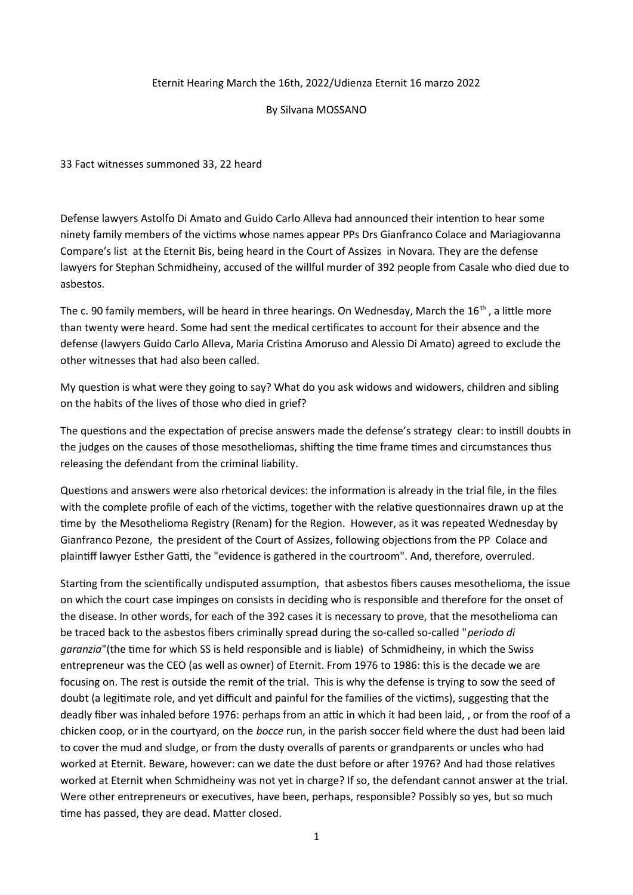Eternit Hearing March the 16th, 2022/Udienza Eternit 16 marzo 2022

By Silvana MOSSANO

33 Fact witnesses summoned 33, 22 heard

Defense lawyers Astolfo Di Amato and Guido Carlo Alleva had announced their intention to hear some ninety family members of the victims whose names appear PPs Drs Gianfranco Colace and Mariagiovanna Compare's list at the Eternit Bis, being heard in the Court of Assizes in Novara. They are the defense lawyers for Stephan Schmidheiny, accused of the willful murder of 392 people from Casale who died due to asbestos.

The c. 90 family members, will be heard in three hearings. On Wednesday, March the 16th, a little more than twenty were heard. Some had sent the medical certificates to account for their absence and the defense (lawyers Guido Carlo Alleva, Maria Cristina Amoruso and Alessio Di Amato) agreed to exclude the other witnesses that had also been called.

My question is what were they going to say? What do you ask widows and widowers, children and sibling on the habits of the lives of those who died in grief?

The questions and the expectation of precise answers made the defense's strategy clear: to instill doubts in the judges on the causes of those mesotheliomas, shifting the time frame times and circumstances thus releasing the defendant from the criminal liability.

Questions and answers were also rhetorical devices: the information is already in the trial file, in the files with the complete profile of each of the victims, together with the relative questionnaires drawn up at the time by the Mesothelioma Registry (Renam) for the Region. However, as it was repeated Wednesday by Gianfranco Pezone, the president of the Court of Assizes, following objections from the PP Colace and plaintiff lawyer Esther Gatti, the "evidence is gathered in the courtroom". And, therefore, overruled.

Starting from the scientifically undisputed assumption, that asbestos fibers causes mesothelioma, the issue on which the court case impinges on consists in deciding who is responsible and therefore for the onset of the disease. In other words, for each of the 392 cases it is necessary to prove, that the mesothelioma can be traced back to the asbestos fibers criminally spread during the so-called so-called "*periodo di garanzia*"(the time for which SS is held responsible and is liable) of Schmidheiny, in which the Swiss entrepreneur was the CEO (as well as owner) of Eternit. From 1976 to 1986: this is the decade we are focusing on. The rest is outside the remit of the trial. This is why the defense is trying to sow the seed of doubt (a legitimate role, and yet difficult and painful for the families of the victims), suggesting that the deadly fiber was inhaled before 1976: perhaps from an attic in which it had been laid, , or from the roof of a chicken coop, or in the courtyard, on the *bocce* run, in the parish soccer field where the dust had been laid to cover the mud and sludge, or from the dusty overalls of parents or grandparents or uncles who had worked at Eternit. Beware, however: can we date the dust before or after 1976? And had those relatives worked at Eternit when Schmidheiny was not yet in charge? If so, the defendant cannot answer at the trial. Were other entrepreneurs or executives, have been, perhaps, responsible? Possibly so yes, but so much time has passed, they are dead. Matter closed.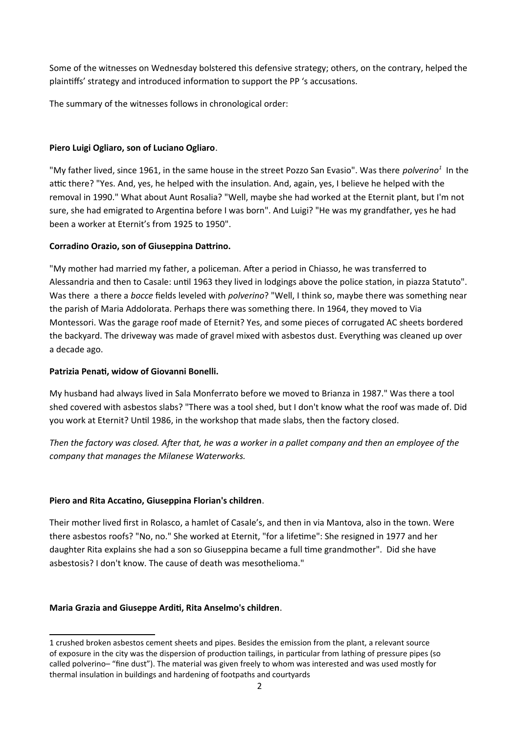Some of the witnesses on Wednesday bolstered this defensive strategy; others, on the contrary, helped the plaintiffs' strategy and introduced information to support the PP 's accusations.

The summary of the witnesses follows in chronological order:

**Piero Luigi Ogliaro, son of Luciano Ogliaro**.

"My father lived, since 1961, in the same house in the street Pozzo San Evasio". Was there *polverino*[1] In the attic there? "Yes. And, yes, he helped with the insulation. And, again, yes, I believe he helped with the removal in 1990." What about Aunt Rosalia? "Well, maybe she had worked at the Eternit plant, but I'm not sure, she had emigrated to Argentina before I was born". And Luigi? "He was my grandfather, yes he had been a worker at Eternit's from 1925 to 1950".

**Corradino Orazio, son of Giuseppina Dattrino.**

"My mother had married my father, a policeman. After a period in Chiasso, he was transferred to Alessandria and then to Casale: until 1963 they lived in lodgings above the police station, in piazza Statuto". Was there a there a *bocce* fields leveled with *polverino*? "Well, I think so, maybe there was something near the parish of Maria Addolorata. Perhaps there was something there. In 1964, they moved to Via Montessori. Was the garage roof made of Eternit? Yes, and some pieces of corrugated AC sheets bordered the backyard. The driveway was made of gravel mixed with asbestos dust. Everything was cleaned up over a decade ago.

**Patrizia Penati, widow of Giovanni Bonelli.**

My husband had always lived in Sala Monferrato before we moved to Brianza in 1987." Was there a tool shed covered with asbestos slabs? "There was a tool shed, but I don't know what the roof was made of. Did you work at Eternit? Until 1986, in the workshop that made slabs, then the factory closed.

*Then the factory was closed. After that, he was a worker in a pallet company and then an employee of the company that manages the Milanese Waterworks.*

**Piero and Rita Accatino, Giuseppina Florian's children**.

Their mother lived first in Rolasco, a hamlet of Casale's, and then in via Mantova, also in the town. Were there asbestos roofs? "No, no." She worked at Eternit, "for a lifetime": She resigned in 1977 and her daughter Rita explains she had a son so Giuseppina became a full time grandmother". Did she have asbestosis? I don't know. The cause of death was mesothelioma."

**Maria Grazia and Giuseppe Arditi, Rita Anselmo's children**.

---

[1] crushed broken asbestos cement sheets and pipes. Besides the emission from the plant, a relevant source of exposure in the city was the dispersion of production tailings, in particular from lathing of pressure pipes (so called polverino– "fine dust"). The material was given freely to whom was interested and was used mostly for thermal insulation in buildings and hardening of footpaths and courtyards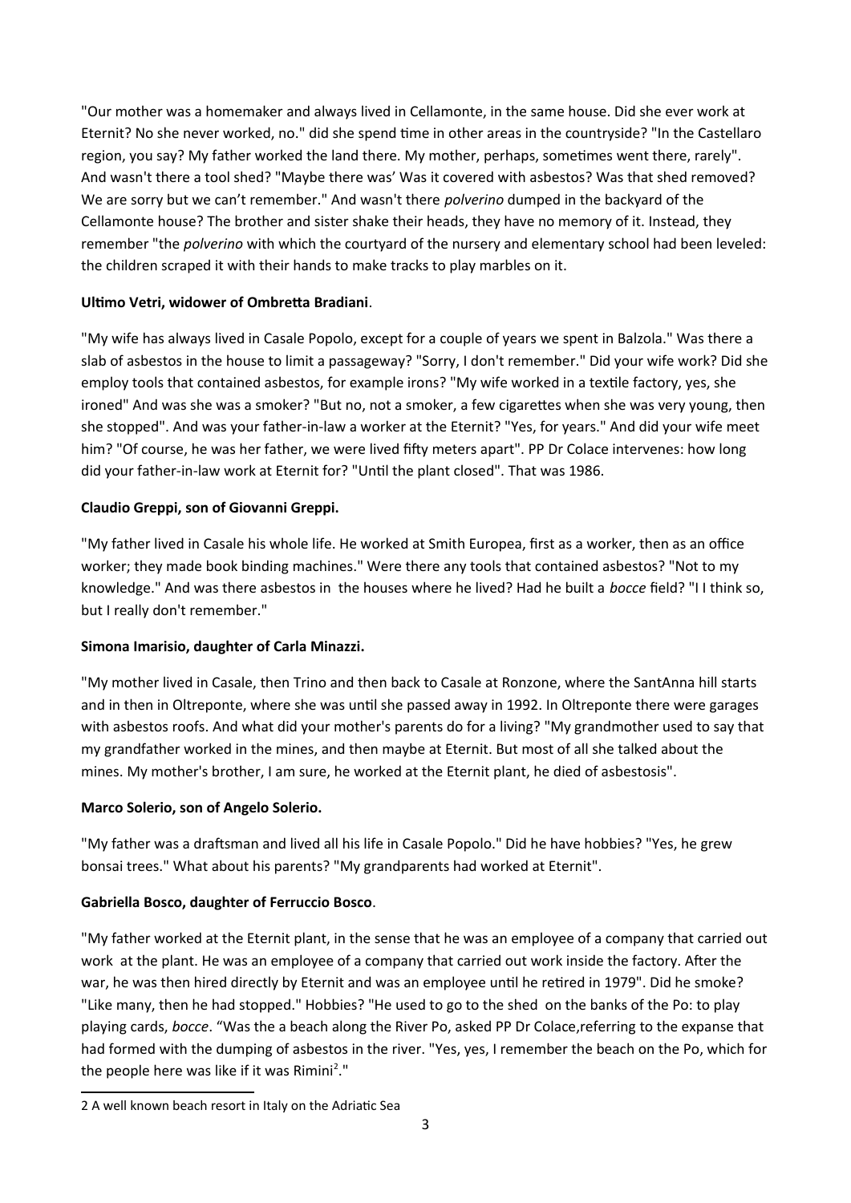"Our mother was a homemaker and always lived in Cellamonte, in the same house. Did she ever work at Eternit? No she never worked, no." did she spend time in other areas in the countryside? "In the Castellaro region, you say? My father worked the land there. My mother, perhaps, sometimes went there, rarely". And wasn't there a tool shed? "Maybe there was' Was it covered with asbestos? Was that shed removed? We are sorry but we can't remember." And wasn't there *polverino* dumped in the backyard of the Cellamonte house? The brother and sister shake their heads, they have no memory of it. Instead, they remember "the *polverino* with which the courtyard of the nursery and elementary school had been leveled: the children scraped it with their hands to make tracks to play marbles on it.

**Ultimo Vetri, widower of Ombretta Bradiani**.

"My wife has always lived in Casale Popolo, except for a couple of years we spent in Balzola." Was there a slab of asbestos in the house to limit a passageway? "Sorry, I don't remember." Did your wife work? Did she employ tools that contained asbestos, for example irons? "My wife worked in a textile factory, yes, she ironed" And was she was a smoker? "But no, not a smoker, a few cigarettes when she was very young, then she stopped". And was your father-in-law a worker at the Eternit? "Yes, for years." And did your wife meet him? "Of course, he was her father, we were lived fifty meters apart". PP Dr Colace intervenes: how long did your father-in-law work at Eternit for? "Until the plant closed". That was 1986.

**Claudio Greppi, son of Giovanni Greppi.**

"My father lived in Casale his whole life. He worked at Smith Europea, first as a worker, then as an office worker; they made book binding machines." Were there any tools that contained asbestos? "Not to my knowledge." And was there asbestos in the houses where he lived? Had he built a *bocce* field? "I I think so, but I really don't remember."

**Simona Imarisio, daughter of Carla Minazzi.**

"My mother lived in Casale, then Trino and then back to Casale at Ronzone, where the SantAnna hill starts and in then in Oltreponte, where she was until she passed away in 1992. In Oltreponte there were garages with asbestos roofs. And what did your mother's parents do for a living? "My grandmother used to say that my grandfather worked in the mines, and then maybe at Eternit. But most of all she talked about the mines. My mother's brother, I am sure, he worked at the Eternit plant, he died of asbestosis".

**Marco Solerio, son of Angelo Solerio.**

"My father was a draftsman and lived all his life in Casale Popolo." Did he have hobbies? "Yes, he grew bonsai trees." What about his parents? "My grandparents had worked at Eternit".

**Gabriella Bosco, daughter of Ferruccio Bosco**.

"My father worked at the Eternit plant, in the sense that he was an employee of a company that carried out work at the plant. He was an employee of a company that carried out work inside the factory. After the war, he was then hired directly by Eternit and was an employee until he retired in 1979". Did he smoke? "Like many, then he had stopped." Hobbies? "He used to go to the shed on the banks of the Po: to play playing cards, *bocce*. "Was the a beach along the River Po, asked PP Dr Colace,referring to the expanse that had formed with the dumping of asbestos in the river. "Yes, yes, I remember the beach on the Po, which for the people here was like if it was Rimini[2]."

2 A well known beach resort in Italy on the Adriatic Sea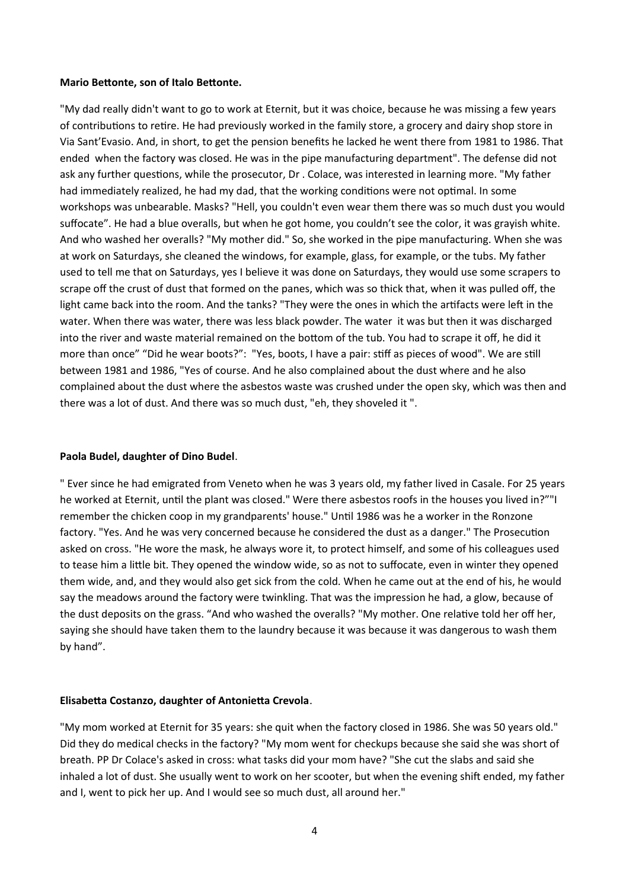**Mario Bettonte, son of Italo Bettonte.**

"My dad really didn't want to go to work at Eternit, but it was choice, because he was missing a few years of contributions to retire. He had previously worked in the family store, a grocery and dairy shop store in Via Sant'Evasio. And, in short, to get the pension benefits he lacked he went there from 1981 to 1986. That ended when the factory was closed. He was in the pipe manufacturing department". The defense did not ask any further questions, while the prosecutor, Dr . Colace, was interested in learning more. "My father had immediately realized, he had my dad, that the working conditions were not optimal. In some workshops was unbearable. Masks? "Hell, you couldn't even wear them there was so much dust you would suffocate". He had a blue overalls, but when he got home, you couldn't see the color, it was grayish white. And who washed her overalls? "My mother did." So, she worked in the pipe manufacturing. When she was at work on Saturdays, she cleaned the windows, for example, glass, for example, or the tubs. My father used to tell me that on Saturdays, yes I believe it was done on Saturdays, they would use some scrapers to scrape off the crust of dust that formed on the panes, which was so thick that, when it was pulled off, the light came back into the room. And the tanks? "They were the ones in which the artifacts were left in the water. When there was water, there was less black powder. The water it was but then it was discharged into the river and waste material remained on the bottom of the tub. You had to scrape it off, he did it more than once" "Did he wear boots?": "Yes, boots, I have a pair: stiff as pieces of wood". We are still between 1981 and 1986, "Yes of course. And he also complained about the dust where and he also complained about the dust where the asbestos waste was crushed under the open sky, which was then and there was a lot of dust. And there was so much dust, "eh, they shoveled it ".

**Paola Budel, daughter of Dino Budel**.

" Ever since he had emigrated from Veneto when he was 3 years old, my father lived in Casale. For 25 years he worked at Eternit, until the plant was closed." Were there asbestos roofs in the houses you lived in?""I remember the chicken coop in my grandparents' house." Until 1986 was he a worker in the Ronzone factory. "Yes. And he was very concerned because he considered the dust as a danger." The Prosecution asked on cross. "He wore the mask, he always wore it, to protect himself, and some of his colleagues used to tease him a little bit. They opened the window wide, so as not to suffocate, even in winter they opened them wide, and, and they would also get sick from the cold. When he came out at the end of his, he would say the meadows around the factory were twinkling. That was the impression he had, a glow, because of the dust deposits on the grass. "And who washed the overalls? "My mother. One relative told her off her, saying she should have taken them to the laundry because it was because it was dangerous to wash them by hand".

**Elisabetta Costanzo, daughter of Antonietta Crevola**.

"My mom worked at Eternit for 35 years: she quit when the factory closed in 1986. She was 50 years old." Did they do medical checks in the factory? "My mom went for checkups because she said she was short of breath. PP Dr Colace's asked in cross: what tasks did your mom have? "She cut the slabs and said she inhaled a lot of dust. She usually went to work on her scooter, but when the evening shift ended, my father and I, went to pick her up. And I would see so much dust, all around her."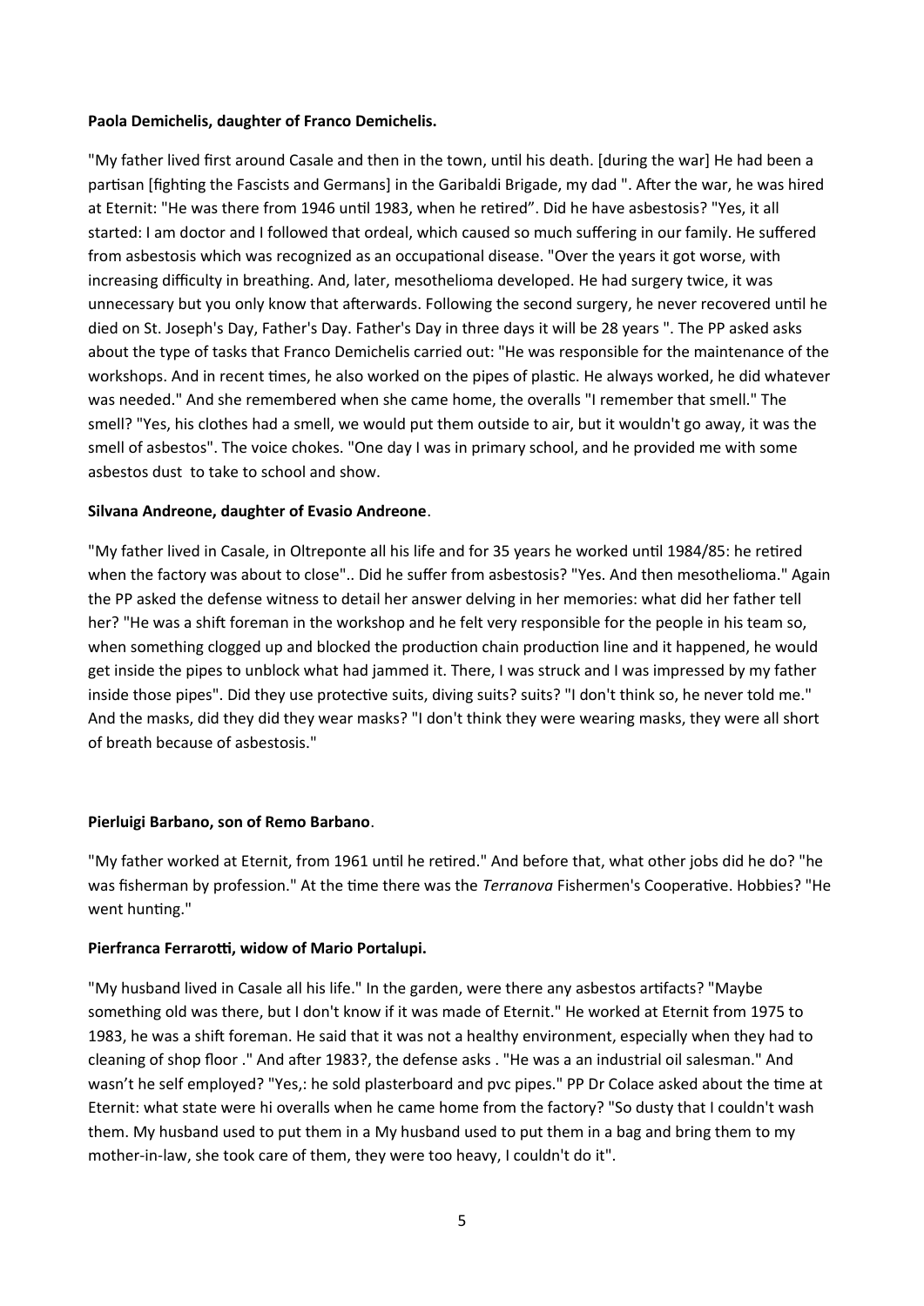**Paola Demichelis, daughter of Franco Demichelis.**

"My father lived first around Casale and then in the town, until his death. [during the war] He had been a partisan [fighting the Fascists and Germans] in the Garibaldi Brigade, my dad ". After the war, he was hired at Eternit: "He was there from 1946 until 1983, when he retired". Did he have asbestosis? "Yes, it all started: I am doctor and I followed that ordeal, which caused so much suffering in our family. He suffered from asbestosis which was recognized as an occupational disease. "Over the years it got worse, with increasing difficulty in breathing. And, later, mesothelioma developed. He had surgery twice, it was unnecessary but you only know that afterwards. Following the second surgery, he never recovered until he died on St. Joseph's Day, Father's Day. Father's Day in three days it will be 28 years ". The PP asked asks about the type of tasks that Franco Demichelis carried out: "He was responsible for the maintenance of the workshops. And in recent times, he also worked on the pipes of plastic. He always worked, he did whatever was needed." And she remembered when she came home, the overalls "I remember that smell." The smell? "Yes, his clothes had a smell, we would put them outside to air, but it wouldn't go away, it was the smell of asbestos". The voice chokes. "One day I was in primary school, and he provided me with some asbestos dust to take to school and show.

**Silvana Andreone, daughter of Evasio Andreone**.

"My father lived in Casale, in Oltreponte all his life and for 35 years he worked until 1984/85: he retired when the factory was about to close".. Did he suffer from asbestosis? "Yes. And then mesothelioma." Again the PP asked the defense witness to detail her answer delving in her memories: what did her father tell her? "He was a shift foreman in the workshop and he felt very responsible for the people in his team so, when something clogged up and blocked the production chain production line and it happened, he would get inside the pipes to unblock what had jammed it. There, I was struck and I was impressed by my father inside those pipes". Did they use protective suits, diving suits? suits? "I don't think so, he never told me." And the masks, did they did they wear masks? "I don't think they were wearing masks, they were all short of breath because of asbestosis."

**Pierluigi Barbano, son of Remo Barbano**.

"My father worked at Eternit, from 1961 until he retired." And before that, what other jobs did he do? "he was fisherman by profession." At the time there was the *Terranova* Fishermen's Cooperative. Hobbies? "He went hunting."

**Pierfranca Ferrarotti, widow of Mario Portalupi.**

"My husband lived in Casale all his life." In the garden, were there any asbestos artifacts? "Maybe something old was there, but I don't know if it was made of Eternit." He worked at Eternit from 1975 to 1983, he was a shift foreman. He said that it was not a healthy environment, especially when they had to cleaning of shop floor ." And after 1983?, the defense asks . "He was a an industrial oil salesman." And wasn't he self employed? "Yes,: he sold plasterboard and pvc pipes." PP Dr Colace asked about the time at Eternit: what state were hi overalls when he came home from the factory? "So dusty that I couldn't wash them. My husband used to put them in a My husband used to put them in a bag and bring them to my mother-in-law, she took care of them, they were too heavy, I couldn't do it".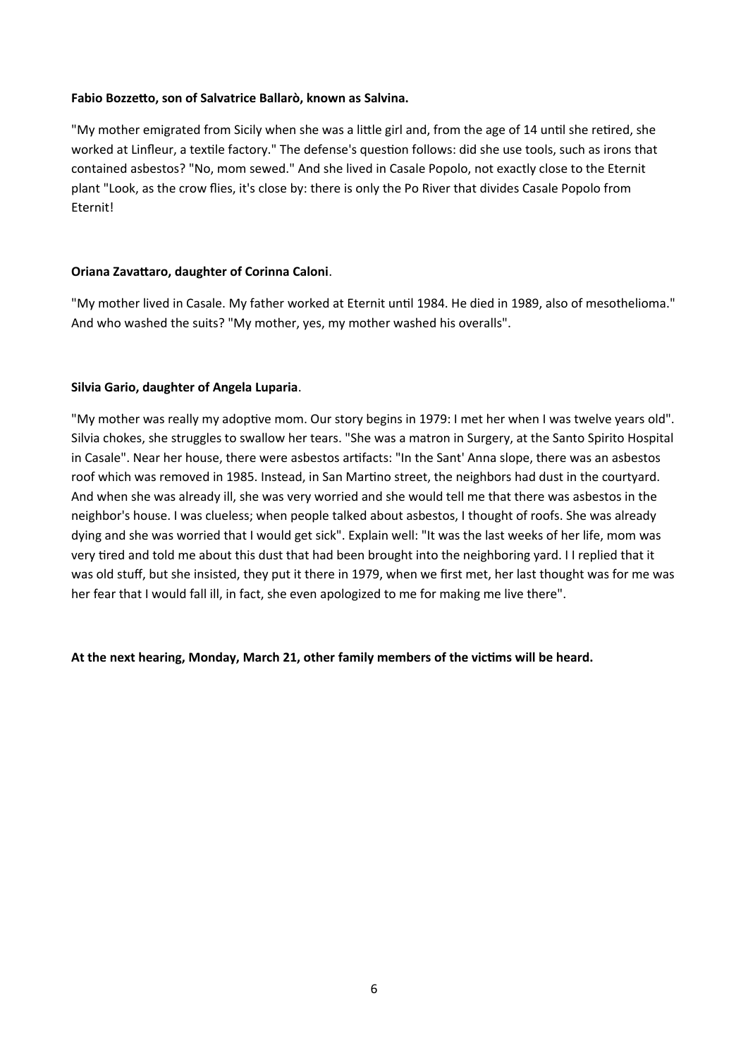**Fabio Bozzetto, son of Salvatrice Ballarò, known as Salvina.**

"My mother emigrated from Sicily when she was a little girl and, from the age of 14 until she retired, she worked at Linfleur, a textile factory." The defense's question follows: did she use tools, such as irons that contained asbestos? "No, mom sewed." And she lived in Casale Popolo, not exactly close to the Eternit plant "Look, as the crow flies, it's close by: there is only the Po River that divides Casale Popolo from Eternit!

**Oriana Zavattaro, daughter of Corinna Caloni**.

"My mother lived in Casale. My father worked at Eternit until 1984. He died in 1989, also of mesothelioma." And who washed the suits? "My mother, yes, my mother washed his overalls".

**Silvia Gario, daughter of Angela Luparia**.

"My mother was really my adoptive mom. Our story begins in 1979: I met her when I was twelve years old". Silvia chokes, she struggles to swallow her tears. "She was a matron in Surgery, at the Santo Spirito Hospital in Casale". Near her house, there were asbestos artifacts: "In the Sant' Anna slope, there was an asbestos roof which was removed in 1985. Instead, in San Martino street, the neighbors had dust in the courtyard. And when she was already ill, she was very worried and she would tell me that there was asbestos in the neighbor's house. I was clueless; when people talked about asbestos, I thought of roofs. She was already dying and she was worried that I would get sick". Explain well: "It was the last weeks of her life, mom was very tired and told me about this dust that had been brought into the neighboring yard. I I replied that it was old stuff, but she insisted, they put it there in 1979, when we first met, her last thought was for me was her fear that I would fall ill, in fact, she even apologized to me for making me live there".

**At the next hearing, Monday, March 21, other family members of the victims will be heard.**